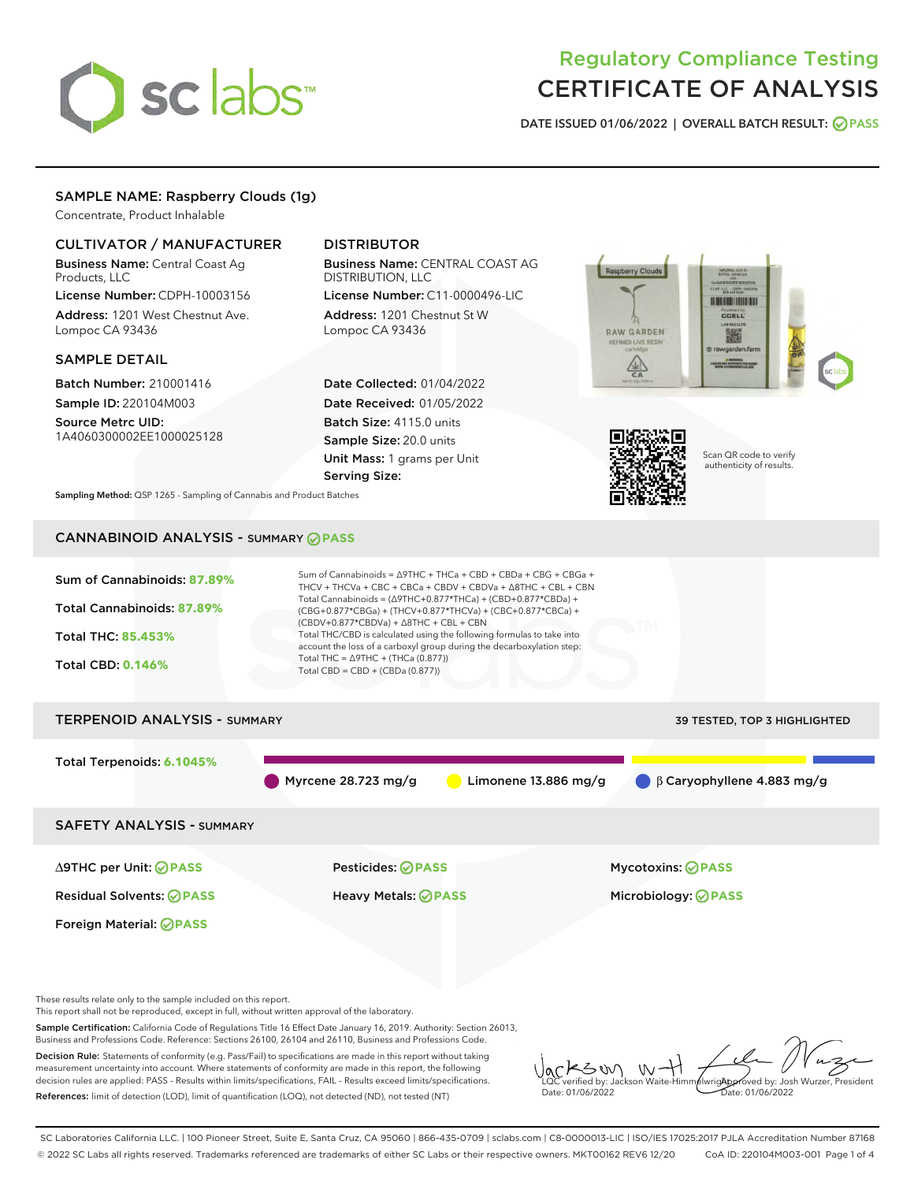# Regulatory Compliance Testing
# CERTIFICATE OF ANALYSIS

DATE ISSUED 01/06/2022 | OVERALL BATCH RESULT: PASS

## SAMPLE NAME: Raspberry Clouds (1g)

Concentrate, Product Inhalable

### CULTIVATOR / MANUFACTURER

**Business Name:** Central Coast Ag Products, LLC

**License Number:** CDPH-10003156

**Address:** 1201 West Chestnut Ave. Lompoc CA 93436

### DISTRIBUTOR

**Business Name:** CENTRAL COAST AG DISTRIBUTION, LLC

**License Number:** C11-0000496-LIC

**Address:** 1201 Chestnut St W Lompoc CA 93436

### SAMPLE DETAIL

**Batch Number:** 210001416

**Sample ID:** 220104M003

**Source Metrc UID:** 1A4060300002EE1000025128

**Date Collected:** 01/04/2022

**Date Received:** 01/05/2022

**Batch Size:** 4115.0 units

**Sample Size:** 20.0 units

**Unit Mass:** 1 grams per Unit

**Serving Size:**

Scan QR code to verify authenticity of results.

**Sampling Method:** QSP 1265 - Sampling of Cannabis and Product Batches

## CANNABINOID ANALYSIS - SUMMARY PASS

Sum of Cannabinoids: **87.89%**

Total Cannabinoids: **87.89%**

Total THC: **85.453%**

Total CBD: **0.146%**

Sum of Cannabinoids = Δ9THC + THCa + CBD + CBDa + CBG + CBGa + THCV + THCVa + CBC + CBCa + CBDV + CBDVa + Δ8THC + CBL + CBN

Total Cannabinoids = (Δ9THC+0.877*THCa) + (CBD+0.877*CBDa) + (CBG+0.877*CBGa) + (THCV+0.877*THCVa) + (CBC+0.877*CBCa) + (CBDV+0.877*CBDVa) + Δ8THC + CBL + CBN

Total THC/CBD is calculated using the following formulas to take into account the loss of a carboxyl group during the decarboxylation step:

Total THC = Δ9THC + (THCa (0.877))

Total CBD = CBD + (CBDa (0.877))

## TERPENOID ANALYSIS - SUMMARY

39 TESTED, TOP 3 HIGHLIGHTED

Total Terpenoids: **6.1045%**

- Myrcene 28.723 mg/g
- Limonene 13.886 mg/g
- β Caryophyllene 4.883 mg/g

## SAFETY ANALYSIS - SUMMARY

| | | |
|---|---|---|
| Δ9THC per Unit: PASS | Pesticides: PASS | Mycotoxins: PASS |
| Residual Solvents: PASS | Heavy Metals: PASS | Microbiology: PASS |
| Foreign Material: PASS | | |

These results relate only to the sample included on this report.
This report shall not be reproduced, except in full, without written approval of the laboratory.

**Sample Certification:** California Code of Regulations Title 16 Effect Date January 16, 2019. Authority: Section 26013, Business and Professions Code. Reference: Sections 26100, 26104 and 26110, Business and Professions Code.

**Decision Rule:** Statements of conformity (e.g. Pass/Fail) to specifications are made in this report without taking measurement uncertainty into account. Where statements of conformity are made in this report, the following decision rules are applied: PASS – Results within limits/specifications, FAIL – Results exceed limits/specifications.

**References:** limit of detection (LOD), limit of quantification (LOQ), not detected (ND), not tested (NT)

LQC verified by: Jackson Waite-Himmelwright
Date: 01/06/2022

Approved by: Josh Wurzer, President
Date: 01/06/2022

SC Laboratories California LLC. | 100 Pioneer Street, Suite E, Santa Cruz, CA 95060 | 866-435-0709 | sclabs.com | C8-0000013-LIC | ISO/IES 17025:2017 PJLA Accreditation Number 87168
© 2022 SC Labs all rights reserved. Trademarks referenced are trademarks of either SC Labs or their respective owners. MKT00162 REV6 12/20 CoA ID: 220104M003-001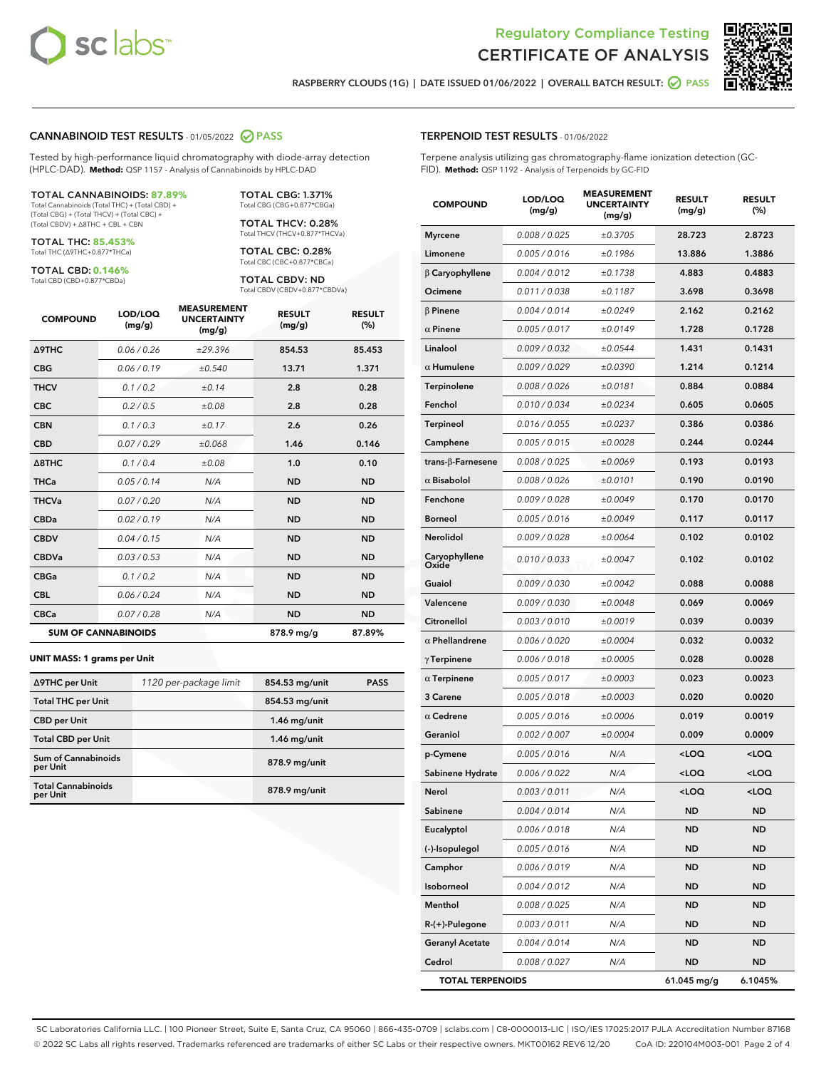# Regulatory Compliance Testing
# CERTIFICATE OF ANALYSIS

RASPBERRY CLOUDS (1G) | DATE ISSUED 01/06/2022 | OVERALL BATCH RESULT: PASS

## CANNABINOID TEST RESULTS - 01/05/2022 PASS

Tested by high-performance liquid chromatography with diode-array detection (HPLC-DAD). **Method:** QSP 1157 - Analysis of Cannabinoids by HPLC-DAD

**TOTAL CANNABINOIDS: 87.89%**
Total Cannabinoids (Total THC) + (Total CBD) + (Total CBG) + (Total THCV) + (Total CBC) + (Total CBDV) + Δ8THC + CBL + CBN

**TOTAL THC: 85.453%**
Total THC (Δ9THC+0.877*THCa)

**TOTAL CBD: 0.146%**
Total CBD (CBD+0.877*CBDa)

**TOTAL CBG: 1.371%**
Total CBG (CBG+0.877*CBGa)

**TOTAL THCV: 0.28%**
Total THCV (THCV+0.877*THCVa)

**TOTAL CBC: 0.28%**
Total CBC (CBC+0.877*CBCa)

**TOTAL CBDV: ND**
Total CBDV (CBDV+0.877*CBDVa)

| COMPOUND | LOD/LOQ (mg/g) | MEASUREMENT UNCERTAINTY (mg/g) | RESULT (mg/g) | RESULT (%) |
|---|---|---|---|---|
| Δ9THC | 0.06 / 0.26 | ±29.396 | 854.53 | 85.453 |
| CBG | 0.06 / 0.19 | ±0.540 | 13.71 | 1.371 |
| THCV | 0.1 / 0.2 | ±0.14 | 2.8 | 0.28 |
| CBC | 0.2 / 0.5 | ±0.08 | 2.8 | 0.28 |
| CBN | 0.1 / 0.3 | ±0.17 | 2.6 | 0.26 |
| CBD | 0.07 / 0.29 | ±0.068 | 1.46 | 0.146 |
| Δ8THC | 0.1 / 0.4 | ±0.08 | 1.0 | 0.10 |
| THCa | 0.05 / 0.14 | N/A | ND | ND |
| THCVa | 0.07 / 0.20 | N/A | ND | ND |
| CBDa | 0.02 / 0.19 | N/A | ND | ND |
| CBDV | 0.04 / 0.15 | N/A | ND | ND |
| CBDVa | 0.03 / 0.53 | N/A | ND | ND |
| CBGa | 0.1 / 0.2 | N/A | ND | ND |
| CBL | 0.06 / 0.24 | N/A | ND | ND |
| CBCa | 0.07 / 0.28 | N/A | ND | ND |
| **SUM OF CANNABINOIDS** | | | 878.9 mg/g | 87.89% |

**UNIT MASS: 1 grams per Unit**

| | | | |
|---|---|---|---|
| Δ9THC per Unit | 1120 per-package limit | 854.53 mg/unit | PASS |
| Total THC per Unit | | 854.53 mg/unit | |
| CBD per Unit | | 1.46 mg/unit | |
| Total CBD per Unit | | 1.46 mg/unit | |
| Sum of Cannabinoids per Unit | | 878.9 mg/unit | |
| Total Cannabinoids per Unit | | 878.9 mg/unit | |

## TERPENOID TEST RESULTS - 01/06/2022

Terpene analysis utilizing gas chromatography-flame ionization detection (GC-FID). **Method:** QSP 1192 - Analysis of Terpenoids by GC-FID

| COMPOUND | LOD/LOQ (mg/g) | MEASUREMENT UNCERTAINTY (mg/g) | RESULT (mg/g) | RESULT (%) |
|---|---|---|---|---|
| Myrcene | 0.008 / 0.025 | ±0.3705 | 28.723 | 2.8723 |
| Limonene | 0.005 / 0.016 | ±0.1986 | 13.886 | 1.3886 |
| β Caryophyllene | 0.004 / 0.012 | ±0.1738 | 4.883 | 0.4883 |
| Ocimene | 0.011 / 0.038 | ±0.1187 | 3.698 | 0.3698 |
| β Pinene | 0.004 / 0.014 | ±0.0249 | 2.162 | 0.2162 |
| α Pinene | 0.005 / 0.017 | ±0.0149 | 1.728 | 0.1728 |
| Linalool | 0.009 / 0.032 | ±0.0544 | 1.431 | 0.1431 |
| α Humulene | 0.009 / 0.029 | ±0.0390 | 1.214 | 0.1214 |
| Terpinolene | 0.008 / 0.026 | ±0.0181 | 0.884 | 0.0884 |
| Fenchol | 0.010 / 0.034 | ±0.0234 | 0.605 | 0.0605 |
| Terpineol | 0.016 / 0.055 | ±0.0237 | 0.386 | 0.0386 |
| Camphene | 0.005 / 0.015 | ±0.0028 | 0.244 | 0.0244 |
| trans-β-Farnesene | 0.008 / 0.025 | ±0.0069 | 0.193 | 0.0193 |
| α Bisabolol | 0.008 / 0.026 | ±0.0101 | 0.190 | 0.0190 |
| Fenchone | 0.009 / 0.028 | ±0.0049 | 0.170 | 0.0170 |
| Borneol | 0.005 / 0.016 | ±0.0049 | 0.117 | 0.0117 |
| Nerolidol | 0.009 / 0.028 | ±0.0064 | 0.102 | 0.0102 |
| Caryophyllene Oxide | 0.010 / 0.033 | ±0.0047 | 0.102 | 0.0102 |
| Guaiol | 0.009 / 0.030 | ±0.0042 | 0.088 | 0.0088 |
| Valencene | 0.009 / 0.030 | ±0.0048 | 0.069 | 0.0069 |
| Citronellol | 0.003 / 0.010 | ±0.0019 | 0.039 | 0.0039 |
| α Phellandrene | 0.006 / 0.020 | ±0.0004 | 0.032 | 0.0032 |
| γ Terpinene | 0.006 / 0.018 | ±0.0005 | 0.028 | 0.0028 |
| α Terpinene | 0.005 / 0.017 | ±0.0003 | 0.023 | 0.0023 |
| 3 Carene | 0.005 / 0.018 | ±0.0003 | 0.020 | 0.0020 |
| α Cedrene | 0.005 / 0.016 | ±0.0006 | 0.019 | 0.0019 |
| Geraniol | 0.002 / 0.007 | ±0.0004 | 0.009 | 0.0009 |
| p-Cymene | 0.005 / 0.016 | N/A | <LOQ | <LOQ |
| Sabinene Hydrate | 0.006 / 0.022 | N/A | <LOQ | <LOQ |
| Nerol | 0.003 / 0.011 | N/A | <LOQ | <LOQ |
| Sabinene | 0.004 / 0.014 | N/A | ND | ND |
| Eucalyptol | 0.006 / 0.018 | N/A | ND | ND |
| (-)-Isopulegol | 0.005 / 0.016 | N/A | ND | ND |
| Camphor | 0.006 / 0.019 | N/A | ND | ND |
| Isoborneol | 0.004 / 0.012 | N/A | ND | ND |
| Menthol | 0.008 / 0.025 | N/A | ND | ND |
| R-(+)-Pulegone | 0.003 / 0.011 | N/A | ND | ND |
| Geranyl Acetate | 0.004 / 0.014 | N/A | ND | ND |
| Cedrol | 0.008 / 0.027 | N/A | ND | ND |
| **TOTAL TERPENOIDS** | | | 61.045 mg/g | 6.1045% |

SC Laboratories California LLC. | 100 Pioneer Street, Suite E, Santa Cruz, CA 95060 | 866-435-0709 | sclabs.com | C8-0000013-LIC | ISO/IES 17025:2017 PJLA Accreditation Number 87168
© 2022 SC Labs all rights reserved. Trademarks referenced are trademarks of either SC Labs or their respective owners. MKT00162 REV6 12/20 CoA ID: 220104M003-001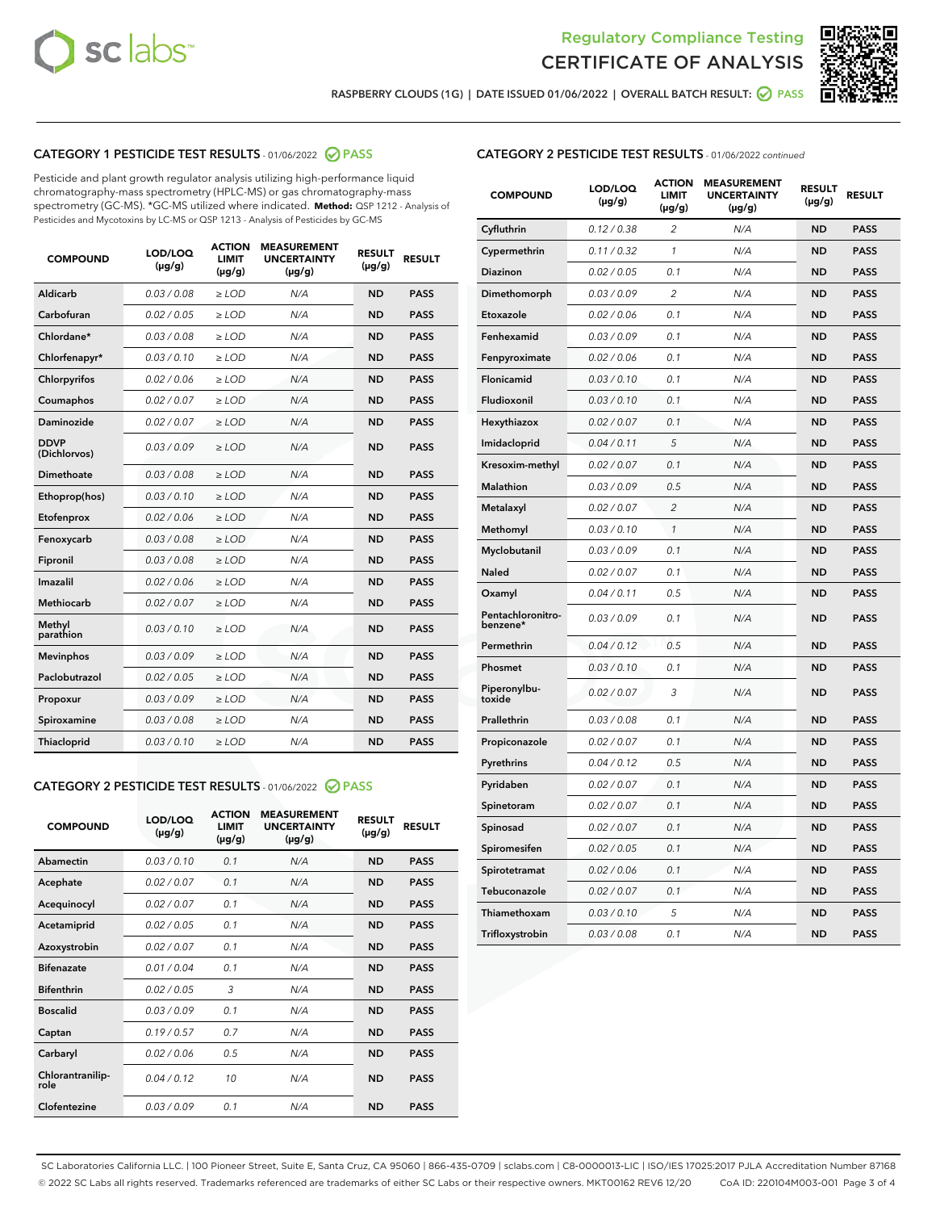# Regulatory Compliance Testing CERTIFICATE OF ANALYSIS

RASPBERRY CLOUDS (1G) | DATE ISSUED 01/06/2022 | OVERALL BATCH RESULT: PASS

## CATEGORY 1 PESTICIDE TEST RESULTS - 01/06/2022 PASS

Pesticide and plant growth regulator analysis utilizing high-performance liquid chromatography-mass spectrometry (HPLC-MS) or gas chromatography-mass spectrometry (GC-MS). *GC-MS utilized where indicated. **Method:** QSP 1212 - Analysis of Pesticides and Mycotoxins by LC-MS or QSP 1213 - Analysis of Pesticides by GC-MS

| COMPOUND | LOD/LOQ (µg/g) | ACTION LIMIT (µg/g) | MEASUREMENT UNCERTAINTY (µg/g) | RESULT (µg/g) | RESULT |
|---|---|---|---|---|---|
| Aldicarb | 0.03 / 0.08 | ≥ LOD | N/A | ND | PASS |
| Carbofuran | 0.02 / 0.05 | ≥ LOD | N/A | ND | PASS |
| Chlordane* | 0.03 / 0.08 | ≥ LOD | N/A | ND | PASS |
| Chlorfenapyr* | 0.03 / 0.10 | ≥ LOD | N/A | ND | PASS |
| Chlorpyrifos | 0.02 / 0.06 | ≥ LOD | N/A | ND | PASS |
| Coumaphos | 0.02 / 0.07 | ≥ LOD | N/A | ND | PASS |
| Daminozide | 0.02 / 0.07 | ≥ LOD | N/A | ND | PASS |
| DDVP (Dichlorvos) | 0.03 / 0.09 | ≥ LOD | N/A | ND | PASS |
| Dimethoate | 0.03 / 0.08 | ≥ LOD | N/A | ND | PASS |
| Ethoprop(hos) | 0.03 / 0.10 | ≥ LOD | N/A | ND | PASS |
| Etofenprox | 0.02 / 0.06 | ≥ LOD | N/A | ND | PASS |
| Fenoxycarb | 0.03 / 0.08 | ≥ LOD | N/A | ND | PASS |
| Fipronil | 0.03 / 0.08 | ≥ LOD | N/A | ND | PASS |
| Imazalil | 0.02 / 0.06 | ≥ LOD | N/A | ND | PASS |
| Methiocarb | 0.02 / 0.07 | ≥ LOD | N/A | ND | PASS |
| Methyl parathion | 0.03 / 0.10 | ≥ LOD | N/A | ND | PASS |
| Mevinphos | 0.03 / 0.09 | ≥ LOD | N/A | ND | PASS |
| Paclobutrazol | 0.02 / 0.05 | ≥ LOD | N/A | ND | PASS |
| Propoxur | 0.03 / 0.09 | ≥ LOD | N/A | ND | PASS |
| Spiroxamine | 0.03 / 0.08 | ≥ LOD | N/A | ND | PASS |
| Thiacloprid | 0.03 / 0.10 | ≥ LOD | N/A | ND | PASS |

## CATEGORY 2 PESTICIDE TEST RESULTS - 01/06/2022 PASS

| COMPOUND | LOD/LOQ (µg/g) | ACTION LIMIT (µg/g) | MEASUREMENT UNCERTAINTY (µg/g) | RESULT (µg/g) | RESULT |
|---|---|---|---|---|---|
| Abamectin | 0.03 / 0.10 | 0.1 | N/A | ND | PASS |
| Acephate | 0.02 / 0.07 | 0.1 | N/A | ND | PASS |
| Acequinocyl | 0.02 / 0.07 | 0.1 | N/A | ND | PASS |
| Acetamiprid | 0.02 / 0.05 | 0.1 | N/A | ND | PASS |
| Azoxystrobin | 0.02 / 0.07 | 0.1 | N/A | ND | PASS |
| Bifenazate | 0.01 / 0.04 | 0.1 | N/A | ND | PASS |
| Bifenthrin | 0.02 / 0.05 | 3 | N/A | ND | PASS |
| Boscalid | 0.03 / 0.09 | 0.1 | N/A | ND | PASS |
| Captan | 0.19 / 0.57 | 0.7 | N/A | ND | PASS |
| Carbaryl | 0.02 / 0.06 | 0.5 | N/A | ND | PASS |
| Chlorantraniliprole | 0.04 / 0.12 | 10 | N/A | ND | PASS |
| Clofentezine | 0.03 / 0.09 | 0.1 | N/A | ND | PASS |
| Cyfluthrin | 0.12 / 0.38 | 2 | N/A | ND | PASS |
| Cypermethrin | 0.11 / 0.32 | 1 | N/A | ND | PASS |
| Diazinon | 0.02 / 0.05 | 0.1 | N/A | ND | PASS |
| Dimethomorph | 0.03 / 0.09 | 2 | N/A | ND | PASS |
| Etoxazole | 0.02 / 0.06 | 0.1 | N/A | ND | PASS |
| Fenhexamid | 0.03 / 0.09 | 0.1 | N/A | ND | PASS |
| Fenpyroximate | 0.02 / 0.06 | 0.1 | N/A | ND | PASS |
| Flonicamid | 0.03 / 0.10 | 0.1 | N/A | ND | PASS |
| Fludioxonil | 0.03 / 0.10 | 0.1 | N/A | ND | PASS |
| Hexythiazox | 0.02 / 0.07 | 0.1 | N/A | ND | PASS |
| Imidacloprid | 0.04 / 0.11 | 5 | N/A | ND | PASS |
| Kresoxim-methyl | 0.02 / 0.07 | 0.1 | N/A | ND | PASS |
| Malathion | 0.03 / 0.09 | 0.5 | N/A | ND | PASS |
| Metalaxyl | 0.02 / 0.07 | 2 | N/A | ND | PASS |
| Methomyl | 0.03 / 0.10 | 1 | N/A | ND | PASS |
| Myclobutanil | 0.03 / 0.09 | 0.1 | N/A | ND | PASS |
| Naled | 0.02 / 0.07 | 0.1 | N/A | ND | PASS |
| Oxamyl | 0.04 / 0.11 | 0.5 | N/A | ND | PASS |
| Pentachloronitrobenzene* | 0.03 / 0.09 | 0.1 | N/A | ND | PASS |
| Permethrin | 0.04 / 0.12 | 0.5 | N/A | ND | PASS |
| Phosmet | 0.03 / 0.10 | 0.1 | N/A | ND | PASS |
| Piperonylbutoxide | 0.02 / 0.07 | 3 | N/A | ND | PASS |
| Prallethrin | 0.03 / 0.08 | 0.1 | N/A | ND | PASS |
| Propiconazole | 0.02 / 0.07 | 0.1 | N/A | ND | PASS |
| Pyrethrins | 0.04 / 0.12 | 0.5 | N/A | ND | PASS |
| Pyridaben | 0.02 / 0.07 | 0.1 | N/A | ND | PASS |
| Spinetoram | 0.02 / 0.07 | 0.1 | N/A | ND | PASS |
| Spinosad | 0.02 / 0.07 | 0.1 | N/A | ND | PASS |
| Spiromesifen | 0.02 / 0.05 | 0.1 | N/A | ND | PASS |
| Spirotetramat | 0.02 / 0.06 | 0.1 | N/A | ND | PASS |
| Tebuconazole | 0.02 / 0.07 | 0.1 | N/A | ND | PASS |
| Thiamethoxam | 0.03 / 0.10 | 5 | N/A | ND | PASS |
| Trifloxystrobin | 0.03 / 0.08 | 0.1 | N/A | ND | PASS |

SC Laboratories California LLC. | 100 Pioneer Street, Suite E, Santa Cruz, CA 95060 | 866-435-0709 | sclabs.com | C8-0000013-LIC | ISO/IES 17025:2017 PJLA Accreditation Number 87168
© 2022 SC Labs all rights reserved. Trademarks referenced are trademarks of either SC Labs or their respective owners. MKT00162 REV6 12/20 CoA ID: 220104M003-001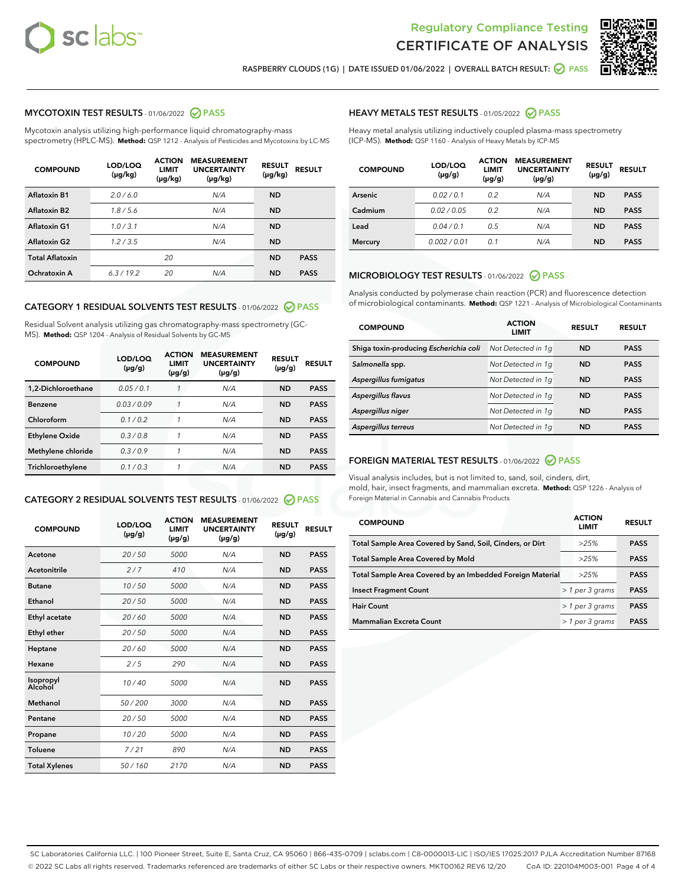Regulatory Compliance Testing
# CERTIFICATE OF ANALYSIS

RASPBERRY CLOUDS (1G) | DATE ISSUED 01/06/2022 | OVERALL BATCH RESULT: PASS

## MYCOTOXIN TEST RESULTS - 01/06/2022 PASS

Mycotoxin analysis utilizing high-performance liquid chromatography-mass spectrometry (HPLC-MS). **Method:** QSP 1212 - Analysis of Pesticides and Mycotoxins by LC-MS

| COMPOUND | LOD/LOQ (µg/kg) | ACTION LIMIT (µg/kg) | MEASUREMENT UNCERTAINTY (µg/kg) | RESULT (µg/kg) | RESULT |
|---|---|---|---|---|---|
| Aflatoxin B1 | 2.0 / 6.0 | | N/A | ND | |
| Aflatoxin B2 | 1.8 / 5.6 | | N/A | ND | |
| Aflatoxin G1 | 1.0 / 3.1 | | N/A | ND | |
| Aflatoxin G2 | 1.2 / 3.5 | | N/A | ND | |
| Total Aflatoxin | | 20 | | ND | PASS |
| Ochratoxin A | 6.3 / 19.2 | 20 | N/A | ND | PASS |

## CATEGORY 1 RESIDUAL SOLVENTS TEST RESULTS - 01/06/2022 PASS

Residual Solvent analysis utilizing gas chromatography-mass spectrometry (GC-MS). **Method:** QSP 1204 - Analysis of Residual Solvents by GC-MS

| COMPOUND | LOD/LOQ (µg/g) | ACTION LIMIT (µg/g) | MEASUREMENT UNCERTAINTY (µg/g) | RESULT (µg/g) | RESULT |
|---|---|---|---|---|---|
| 1,2-Dichloroethane | 0.05 / 0.1 | 1 | N/A | ND | PASS |
| Benzene | 0.03 / 0.09 | 1 | N/A | ND | PASS |
| Chloroform | 0.1 / 0.2 | 1 | N/A | ND | PASS |
| Ethylene Oxide | 0.3 / 0.8 | 1 | N/A | ND | PASS |
| Methylene chloride | 0.3 / 0.9 | 1 | N/A | ND | PASS |
| Trichloroethylene | 0.1 / 0.3 | 1 | N/A | ND | PASS |

## CATEGORY 2 RESIDUAL SOLVENTS TEST RESULTS - 01/06/2022 PASS

| COMPOUND | LOD/LOQ (µg/g) | ACTION LIMIT (µg/g) | MEASUREMENT UNCERTAINTY (µg/g) | RESULT (µg/g) | RESULT |
|---|---|---|---|---|---|
| Acetone | 20 / 50 | 5000 | N/A | ND | PASS |
| Acetonitrile | 2 / 7 | 410 | N/A | ND | PASS |
| Butane | 10 / 50 | 5000 | N/A | ND | PASS |
| Ethanol | 20 / 50 | 5000 | N/A | ND | PASS |
| Ethyl acetate | 20 / 60 | 5000 | N/A | ND | PASS |
| Ethyl ether | 20 / 50 | 5000 | N/A | ND | PASS |
| Heptane | 20 / 60 | 5000 | N/A | ND | PASS |
| Hexane | 2 / 5 | 290 | N/A | ND | PASS |
| Isopropyl Alcohol | 10 / 40 | 5000 | N/A | ND | PASS |
| Methanol | 50 / 200 | 3000 | N/A | ND | PASS |
| Pentane | 20 / 50 | 5000 | N/A | ND | PASS |
| Propane | 10 / 20 | 5000 | N/A | ND | PASS |
| Toluene | 7 / 21 | 890 | N/A | ND | PASS |
| Total Xylenes | 50 / 160 | 2170 | N/A | ND | PASS |

## HEAVY METALS TEST RESULTS - 01/05/2022 PASS

Heavy metal analysis utilizing inductively coupled plasma-mass spectrometry (ICP-MS). **Method:** QSP 1160 - Analysis of Heavy Metals by ICP-MS

| COMPOUND | LOD/LOQ (µg/g) | ACTION LIMIT (µg/g) | MEASUREMENT UNCERTAINTY (µg/g) | RESULT (µg/g) | RESULT |
|---|---|---|---|---|---|
| Arsenic | 0.02 / 0.1 | 0.2 | N/A | ND | PASS |
| Cadmium | 0.02 / 0.05 | 0.2 | N/A | ND | PASS |
| Lead | 0.04 / 0.1 | 0.5 | N/A | ND | PASS |
| Mercury | 0.002 / 0.01 | 0.1 | N/A | ND | PASS |

## MICROBIOLOGY TEST RESULTS - 01/06/2022 PASS

Analysis conducted by polymerase chain reaction (PCR) and fluorescence detection of microbiological contaminants. **Method:** QSP 1221 - Analysis of Microbiological Contaminants

| COMPOUND | ACTION LIMIT | RESULT | RESULT |
|---|---|---|---|
| Shiga toxin-producing *Escherichia coli* | Not Detected in 1g | ND | PASS |
| *Salmonella* spp. | Not Detected in 1g | ND | PASS |
| *Aspergillus fumigatus* | Not Detected in 1g | ND | PASS |
| *Aspergillus flavus* | Not Detected in 1g | ND | PASS |
| *Aspergillus niger* | Not Detected in 1g | ND | PASS |
| *Aspergillus terreus* | Not Detected in 1g | ND | PASS |

## FOREIGN MATERIAL TEST RESULTS - 01/06/2022 PASS

Visual analysis includes, but is not limited to, sand, soil, cinders, dirt, mold, hair, insect fragments, and mammalian excreta. **Method:** QSP 1226 - Analysis of Foreign Material in Cannabis and Cannabis Products

| COMPOUND | ACTION LIMIT | RESULT |
|---|---|---|
| Total Sample Area Covered by Sand, Soil, Cinders, or Dirt | >25% | PASS |
| Total Sample Area Covered by Mold | >25% | PASS |
| Total Sample Area Covered by an Imbedded Foreign Material | >25% | PASS |
| Insect Fragment Count | > 1 per 3 grams | PASS |
| Hair Count | > 1 per 3 grams | PASS |
| Mammalian Excreta Count | > 1 per 3 grams | PASS |

SC Laboratories California LLC. | 100 Pioneer Street, Suite E, Santa Cruz, CA 95060 | 866-435-0709 | sclabs.com | C8-0000013-LIC | ISO/IES 17025:2017 PJLA Accreditation Number 87168
© 2022 SC Labs all rights reserved. Trademarks referenced are trademarks of either SC Labs or their respective owners. MKT00162 REV6 12/20 CoA ID: 220104M003-001